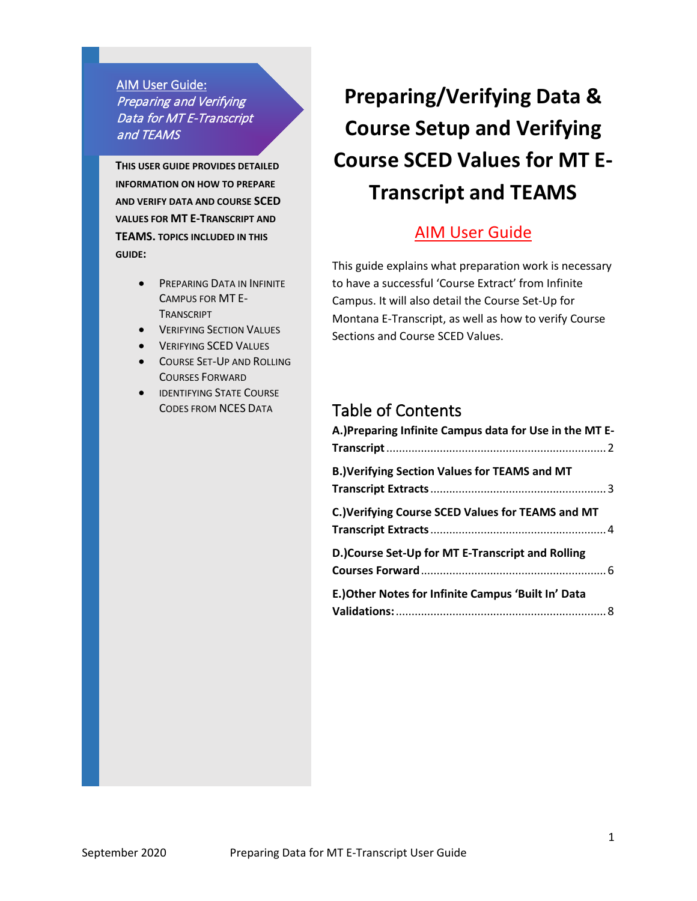AIM User Guide:
*Preparing and Verifying Data for MT E-Transcript and TEAMS*

**THIS USER GUIDE PROVIDES DETAILED INFORMATION ON HOW TO PREPARE AND VERIFY DATA AND COURSE SCED VALUES FOR MT E-TRANSCRIPT AND TEAMS. TOPICS INCLUDED IN THIS GUIDE:**

- PREPARING DATA IN INFINITE CAMPUS FOR MT E-TRANSCRIPT
- VERIFYING SECTION VALUES
- VERIFYING SCED VALUES
- COURSE SET-UP AND ROLLING COURSES FORWARD
- IDENTIFYING STATE COURSE CODES FROM NCES DATA

# Preparing/Verifying Data & Course Setup and Verifying Course SCED Values for MT E-Transcript and TEAMS

## AIM User Guide

This guide explains what preparation work is necessary to have a successful 'Course Extract' from Infinite Campus. It will also detail the Course Set-Up for Montana E-Transcript, as well as how to verify Course Sections and Course SCED Values.

## Table of Contents

**A.)Preparing Infinite Campus data for Use in the MT E-Transcript** ........ 2

**B.)Verifying Section Values for TEAMS and MT Transcript Extracts** ........ 3

**C.)Verifying Course SCED Values for TEAMS and MT Transcript Extracts** ........ 4

**D.)Course Set-Up for MT E-Transcript and Rolling Courses Forward** ........ 6

**E.)Other Notes for Infinite Campus 'Built In' Data Validations:** ........ 8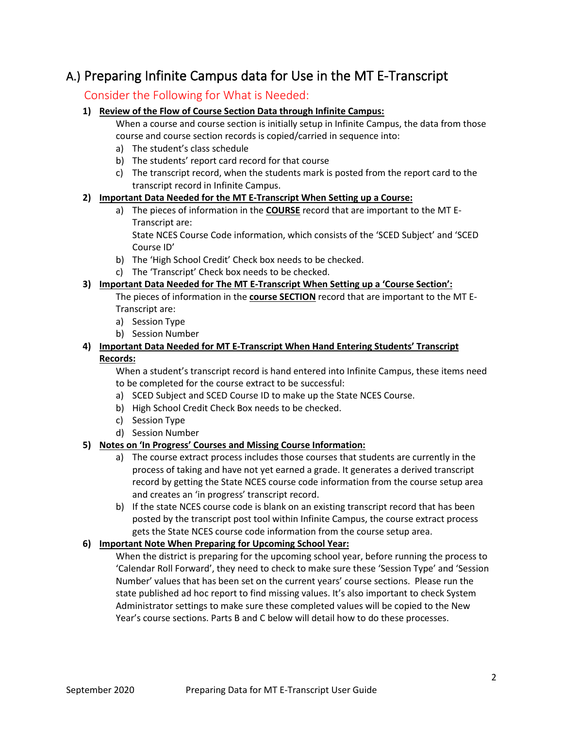# A.) Preparing Infinite Campus data for Use in the MT E-Transcript

## Consider the Following for What is Needed:

1) **Review of the Flow of Course Section Data through Infinite Campus:**

   When a course and course section is initially setup in Infinite Campus, the data from those course and course section records is copied/carried in sequence into:

   a) The student's class schedule
   b) The students' report card record for that course
   c) The transcript record, when the students mark is posted from the report card to the transcript record in Infinite Campus.

2) **Important Data Needed for the MT E-Transcript When Setting up a Course:**

   a) The pieces of information in the **COURSE** record that are important to the MT E-Transcript are:
      State NCES Course Code information, which consists of the 'SCED Subject' and 'SCED Course ID'
   b) The 'High School Credit' Check box needs to be checked.
   c) The 'Transcript' Check box needs to be checked.

3) **Important Data Needed for The MT E-Transcript When Setting up a 'Course Section':**

   The pieces of information in the **course SECTION** record that are important to the MT E-Transcript are:

   a) Session Type
   b) Session Number

4) **Important Data Needed for MT E-Transcript When Hand Entering Students' Transcript Records:**

   When a student's transcript record is hand entered into Infinite Campus, these items need to be completed for the course extract to be successful:

   a) SCED Subject and SCED Course ID to make up the State NCES Course.
   b) High School Credit Check Box needs to be checked.
   c) Session Type
   d) Session Number

5) **Notes on 'In Progress' Courses and Missing Course Information:**

   a) The course extract process includes those courses that students are currently in the process of taking and have not yet earned a grade. It generates a derived transcript record by getting the State NCES course code information from the course setup area and creates an 'in progress' transcript record.
   b) If the state NCES course code is blank on an existing transcript record that has been posted by the transcript post tool within Infinite Campus, the course extract process gets the State NCES course code information from the course setup area.

6) **Important Note When Preparing for Upcoming School Year:**

   When the district is preparing for the upcoming school year, before running the process to 'Calendar Roll Forward', they need to check to make sure these 'Session Type' and 'Session Number' values that has been set on the current years' course sections. Please run the state published ad hoc report to find missing values. It's also important to check System Administrator settings to make sure these completed values will be copied to the New Year's course sections. Parts B and C below will detail how to do these processes.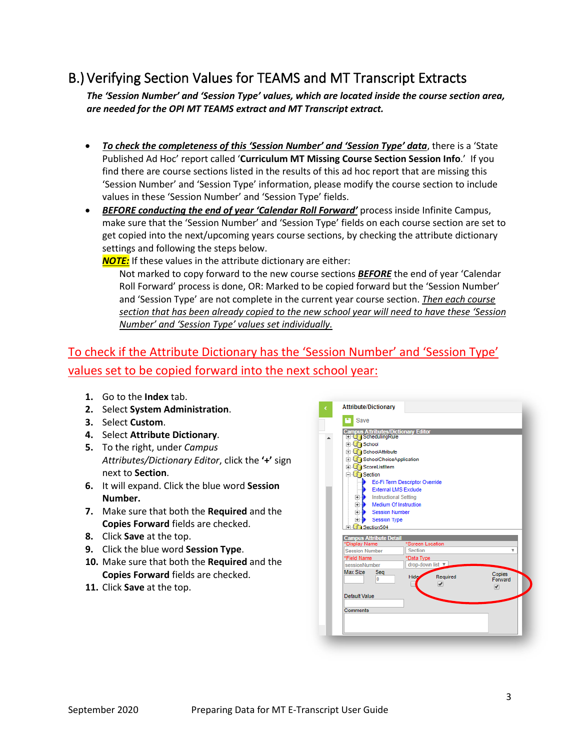## B.) Verifying Section Values for TEAMS and MT Transcript Extracts

***The 'Session Number' and 'Session Type' values, which are located inside the course section area, are needed for the OPI MT TEAMS extract and MT Transcript extract.***

- ***To check the completeness of this 'Session Number' and 'Session Type' data***, there is a 'State Published Ad Hoc' report called '**Curriculum MT Missing Course Section Session Info**.' If you find there are course sections listed in the results of this ad hoc report that are missing this 'Session Number' and 'Session Type' information, please modify the course section to include values in these 'Session Number' and 'Session Type' fields.
- ***BEFORE conducting the end of year 'Calendar Roll Forward'*** process inside Infinite Campus, make sure that the 'Session Number' and 'Session Type' fields on each course section are set to get copied into the next/upcoming years course sections, by checking the attribute dictionary settings and following the steps below.

  ***NOTE:*** If these values in the attribute dictionary are either:

  Not marked to copy forward to the new course sections ***BEFORE*** the end of year 'Calendar Roll Forward' process is done, OR: Marked to be copied forward but the 'Session Number' and 'Session Type' are not complete in the current year course section. *Then each course section that has been already copied to the new school year will need to have these 'Session Number' and 'Session Type' values set individually.*

### To check if the Attribute Dictionary has the 'Session Number' and 'Session Type' values set to be copied forward into the next school year:

1. Go to the **Index** tab.
2. Select **System Administration**.
3. Select **Custom**.
4. Select **Attribute Dictionary**.
5. To the right, under *Campus Attributes/Dictionary Editor*, click the **'+'** sign next to **Section**.
6. It will expand. Click the blue word **Session Number.**
7. Make sure that both the **Required** and the **Copies Forward** fields are checked.
8. Click **Save** at the top.
9. Click the blue word **Session Type**.
10. Make sure that both the **Required** and the **Copies Forward** fields are checked.
11. Click **Save** at the top.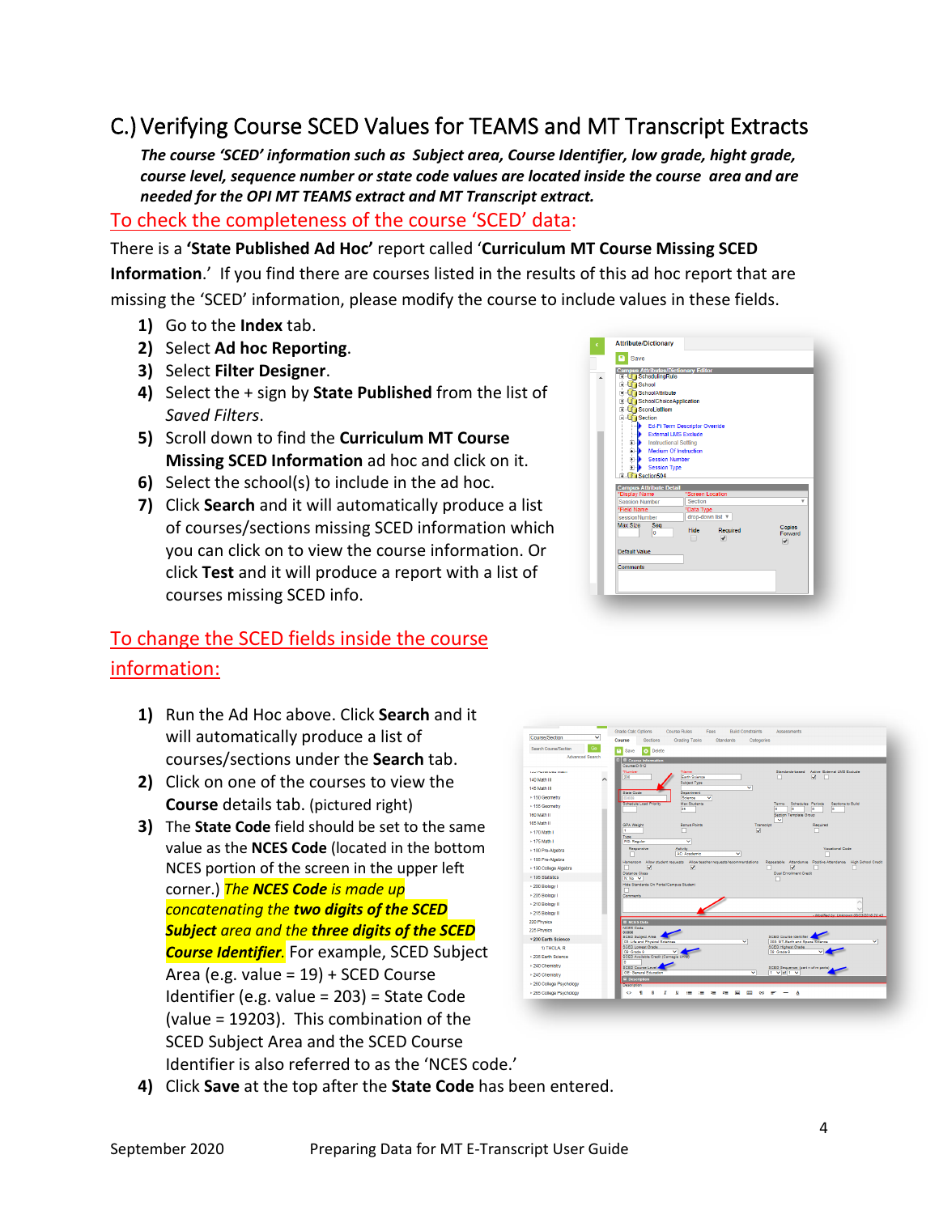## C.) Verifying Course SCED Values for TEAMS and MT Transcript Extracts

***The course 'SCED' information such as Subject area, Course Identifier, low grade, hight grade, course level, sequence number or state code values are located inside the course area and are needed for the OPI MT TEAMS extract and MT Transcript extract.***

### To check the completeness of the course 'SCED' data:

There is a **'State Published Ad Hoc'** report called '**Curriculum MT Course Missing SCED Information**.' If you find there are courses listed in the results of this ad hoc report that are missing the 'SCED' information, please modify the course to include values in these fields.

1) Go to the **Index** tab.
2) Select **Ad hoc Reporting**.
3) Select **Filter Designer**.
4) Select the + sign by **State Published** from the list of *Saved Filters*.
5) Scroll down to find the **Curriculum MT Course Missing SCED Information** ad hoc and click on it.
6) Select the school(s) to include in the ad hoc.
7) Click **Search** and it will automatically produce a list of courses/sections missing SCED information which you can click on to view the course information. Or click **Test** and it will produce a report with a list of courses missing SCED info.

### To change the SCED fields inside the course information:

1) Run the Ad Hoc above. Click **Search** and it will automatically produce a list of courses/sections under the **Search** tab.
2) Click on one of the courses to view the **Course** details tab. (pictured right)
3) The **State Code** field should be set to the same value as the **NCES Code** (located in the bottom NCES portion of the screen in the upper left corner.) ***The NCES Code is made up concatenating the two digits of the SCED Subject area and the three digits of the SCED Course Identifier.*** For example, SCED Subject Area (e.g. value = 19) + SCED Course Identifier (e.g. value = 203) = State Code (value = 19203). This combination of the SCED Subject Area and the SCED Course Identifier is also referred to as the 'NCES code.'
4) Click **Save** at the top after the **State Code** has been entered.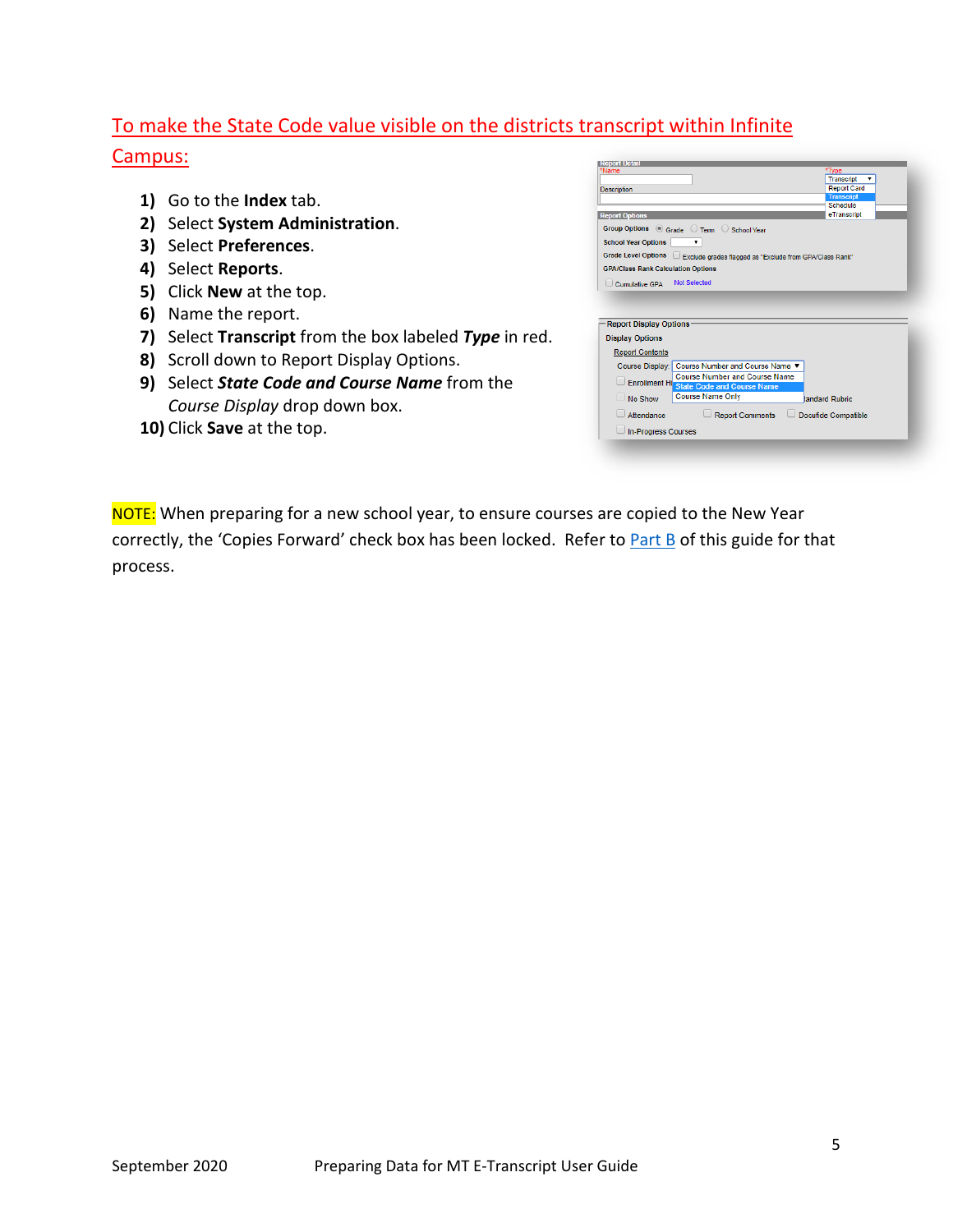## To make the State Code value visible on the districts transcript within Infinite Campus:

1) Go to the **Index** tab.
2) Select **System Administration**.
3) Select **Preferences**.
4) Select **Reports**.
5) Click **New** at the top.
6) Name the report.
7) Select **Transcript** from the box labeled ***Type*** in red.
8) Scroll down to Report Display Options.
9) Select ***State Code and Course Name*** from the *Course Display* drop down box.
10) Click **Save** at the top.

NOTE: When preparing for a new school year, to ensure courses are copied to the New Year correctly, the 'Copies Forward' check box has been locked. Refer to Part B of this guide for that process.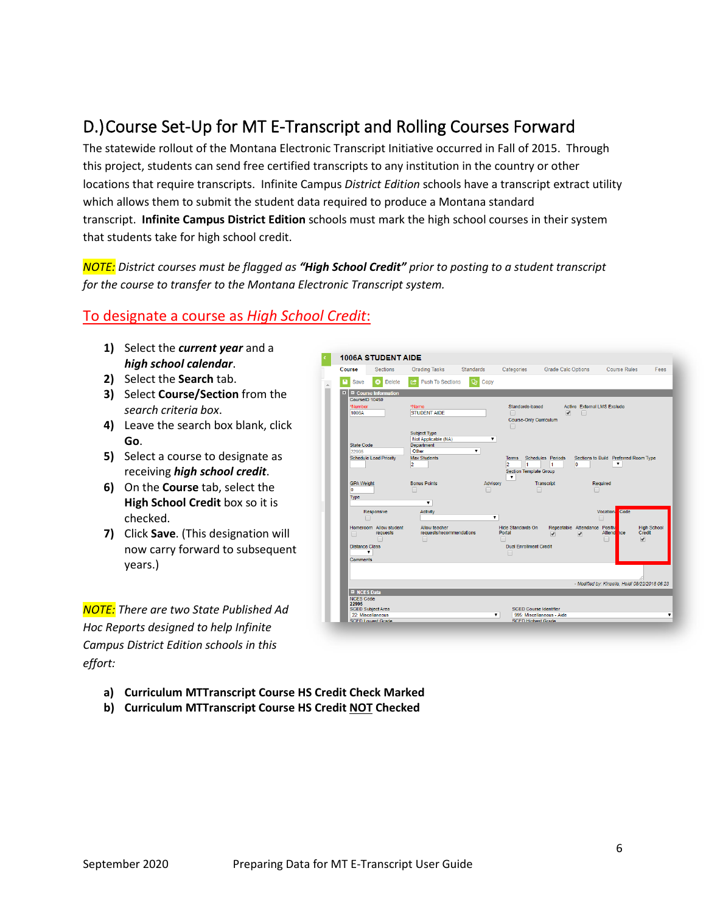## D.) Course Set-Up for MT E-Transcript and Rolling Courses Forward

The statewide rollout of the Montana Electronic Transcript Initiative occurred in Fall of 2015. Through this project, students can send free certified transcripts to any institution in the country or other locations that require transcripts. Infinite Campus *District Edition* schools have a transcript extract utility which allows them to submit the student data required to produce a Montana standard transcript. **Infinite Campus District Edition** schools must mark the high school courses in their system that students take for high school credit.

*NOTE: District courses must be flagged as **"High School Credit"** prior to posting to a student transcript for the course to transfer to the Montana Electronic Transcript system.*

### To designate a course as *High School Credit*:

1) Select the ***current year*** and a ***high school calendar***.
2) Select the **Search** tab.
3) Select **Course/Section** from the *search criteria box*.
4) Leave the search box blank, click **Go**.
5) Select a course to designate as receiving ***high school credit***.
6) On the **Course** tab, select the **High School Credit** box so it is checked.
7) Click **Save**. (This designation will now carry forward to subsequent years.)

*NOTE: There are two State Published Ad Hoc Reports designed to help Infinite Campus District Edition schools in this effort:*

a) **Curriculum MTTranscript Course HS Credit Check Marked**
b) **Curriculum MTTranscript Course HS Credit NOT Checked**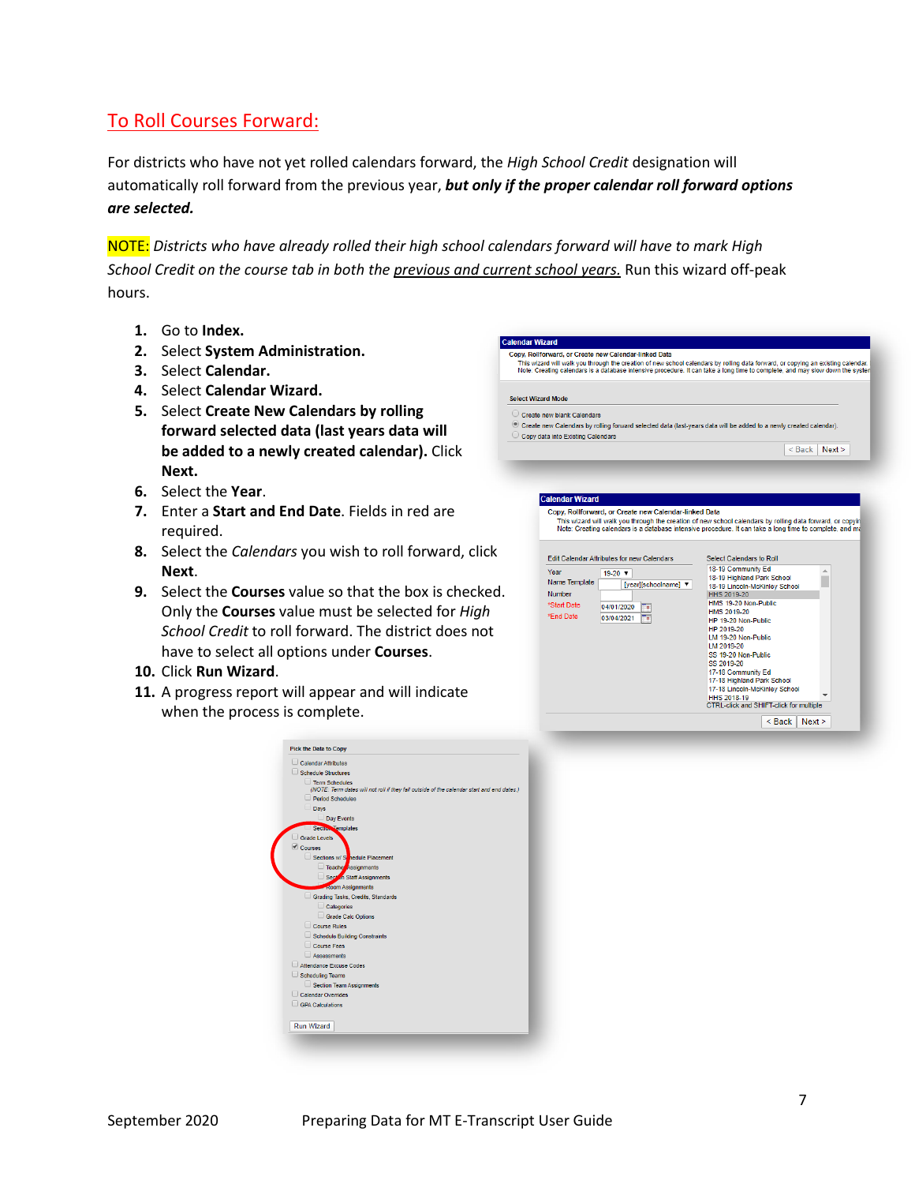## To Roll Courses Forward:

For districts who have not yet rolled calendars forward, the *High School Credit* designation will automatically roll forward from the previous year, ***but only if the proper calendar roll forward options are selected.***

NOTE: *Districts who have already rolled their high school calendars forward will have to mark High School Credit on the course tab in both the previous and current school years.* Run this wizard off-peak hours.

1. Go to **Index.**
2. Select **System Administration.**
3. Select **Calendar.**
4. Select **Calendar Wizard.**
5. Select **Create New Calendars by rolling forward selected data (last years data will be added to a newly created calendar).** Click **Next.**
6. Select the **Year**.
7. Enter a **Start and End Date**. Fields in red are required.
8. Select the *Calendars* you wish to roll forward, click **Next**.
9. Select the **Courses** value so that the box is checked. Only the **Courses** value must be selected for *High School Credit* to roll forward. The district does not have to select all options under **Courses**.
10. Click **Run Wizard**.
11. A progress report will appear and will indicate when the process is complete.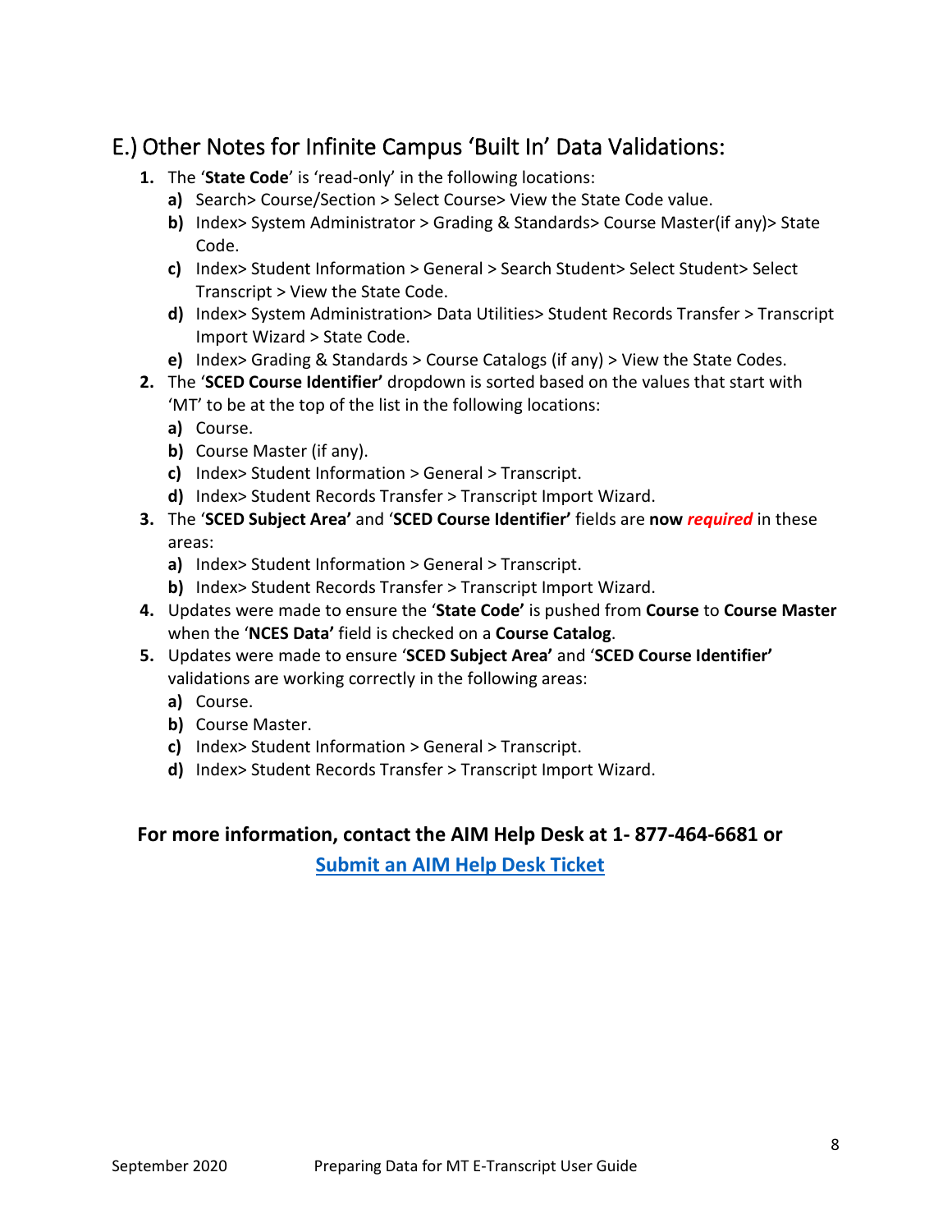## E.) Other Notes for Infinite Campus 'Built In' Data Validations:

1. The '**State Code**' is 'read-only' in the following locations:
   a) Search> Course/Section > Select Course> View the State Code value.
   b) Index> System Administrator > Grading & Standards> Course Master(if any)> State Code.
   c) Index> Student Information > General > Search Student> Select Student> Select Transcript > View the State Code.
   d) Index> System Administration> Data Utilities> Student Records Transfer > Transcript Import Wizard > State Code.
   e) Index> Grading & Standards > Course Catalogs (if any) > View the State Codes.
2. The '**SCED Course Identifier'** dropdown is sorted based on the values that start with 'MT' to be at the top of the list in the following locations:
   a) Course.
   b) Course Master (if any).
   c) Index> Student Information > General > Transcript.
   d) Index> Student Records Transfer > Transcript Import Wizard.
3. The '**SCED Subject Area'** and '**SCED Course Identifier'** fields are **now *required*** in these areas:
   a) Index> Student Information > General > Transcript.
   b) Index> Student Records Transfer > Transcript Import Wizard.
4. Updates were made to ensure the '**State Code'** is pushed from **Course** to **Course Master** when the '**NCES Data'** field is checked on a **Course Catalog**.
5. Updates were made to ensure '**SCED Subject Area'** and '**SCED Course Identifier'** validations are working correctly in the following areas:
   a) Course.
   b) Course Master.
   c) Index> Student Information > General > Transcript.
   d) Index> Student Records Transfer > Transcript Import Wizard.

**For more information, contact the AIM Help Desk at 1- 877-464-6681 or**

**[Submit an AIM Help Desk Ticket]**